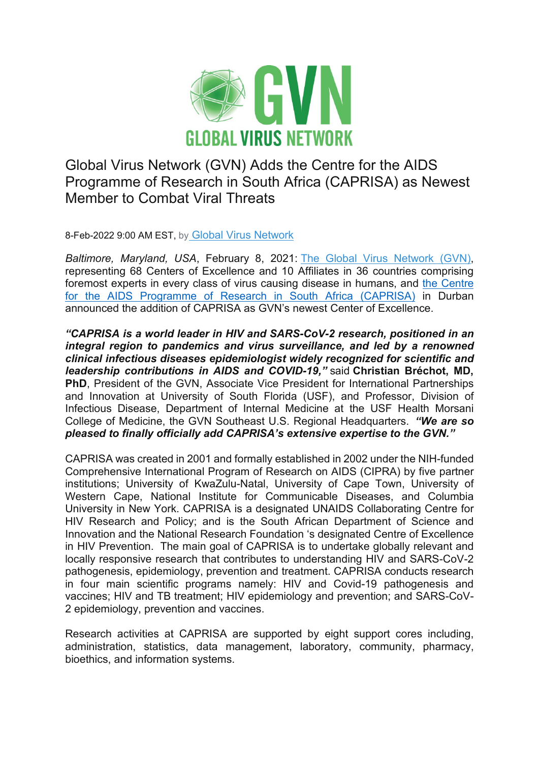# Global Virus Network (GVN) Adds the Centre for the AIDS Programme of Research in South Africa (CAPRISA) as Newest Member to Combat Viral Threats

8-Feb-2022 9:00 AM EST, by Global Virus Network

*Baltimore, Maryland, USA*, February 8, 2021: The Global Virus Network (GVN), representing 68 Centers of Excellence and 10 Affiliates in 36 countries comprising foremost experts in every class of virus causing disease in humans, and the Centre for the AIDS Programme of Research in South Africa (CAPRISA) in Durban announced the addition of CAPRISA as GVN's newest Center of Excellence.

***"CAPRISA is a world leader in HIV and SARS-CoV-2 research, positioned in an integral region to pandemics and virus surveillance, and led by a renowned clinical infectious diseases epidemiologist widely recognized for scientific and leadership contributions in AIDS and COVID-19,"*** said **Christian Bréchot, MD, PhD**, President of the GVN, Associate Vice President for International Partnerships and Innovation at University of South Florida (USF), and Professor, Division of Infectious Disease, Department of Internal Medicine at the USF Health Morsani College of Medicine, the GVN Southeast U.S. Regional Headquarters. ***"We are so pleased to finally officially add CAPRISA's extensive expertise to the GVN."***

CAPRISA was created in 2001 and formally established in 2002 under the NIH-funded Comprehensive International Program of Research on AIDS (CIPRA) by five partner institutions; University of KwaZulu-Natal, University of Cape Town, University of Western Cape, National Institute for Communicable Diseases, and Columbia University in New York. CAPRISA is a designated UNAIDS Collaborating Centre for HIV Research and Policy; and is the South African Department of Science and Innovation and the National Research Foundation 's designated Centre of Excellence in HIV Prevention. The main goal of CAPRISA is to undertake globally relevant and locally responsive research that contributes to understanding HIV and SARS-CoV-2 pathogenesis, epidemiology, prevention and treatment. CAPRISA conducts research in four main scientific programs namely: HIV and Covid-19 pathogenesis and vaccines; HIV and TB treatment; HIV epidemiology and prevention; and SARS-CoV-2 epidemiology, prevention and vaccines.

Research activities at CAPRISA are supported by eight support cores including, administration, statistics, data management, laboratory, community, pharmacy, bioethics, and information systems.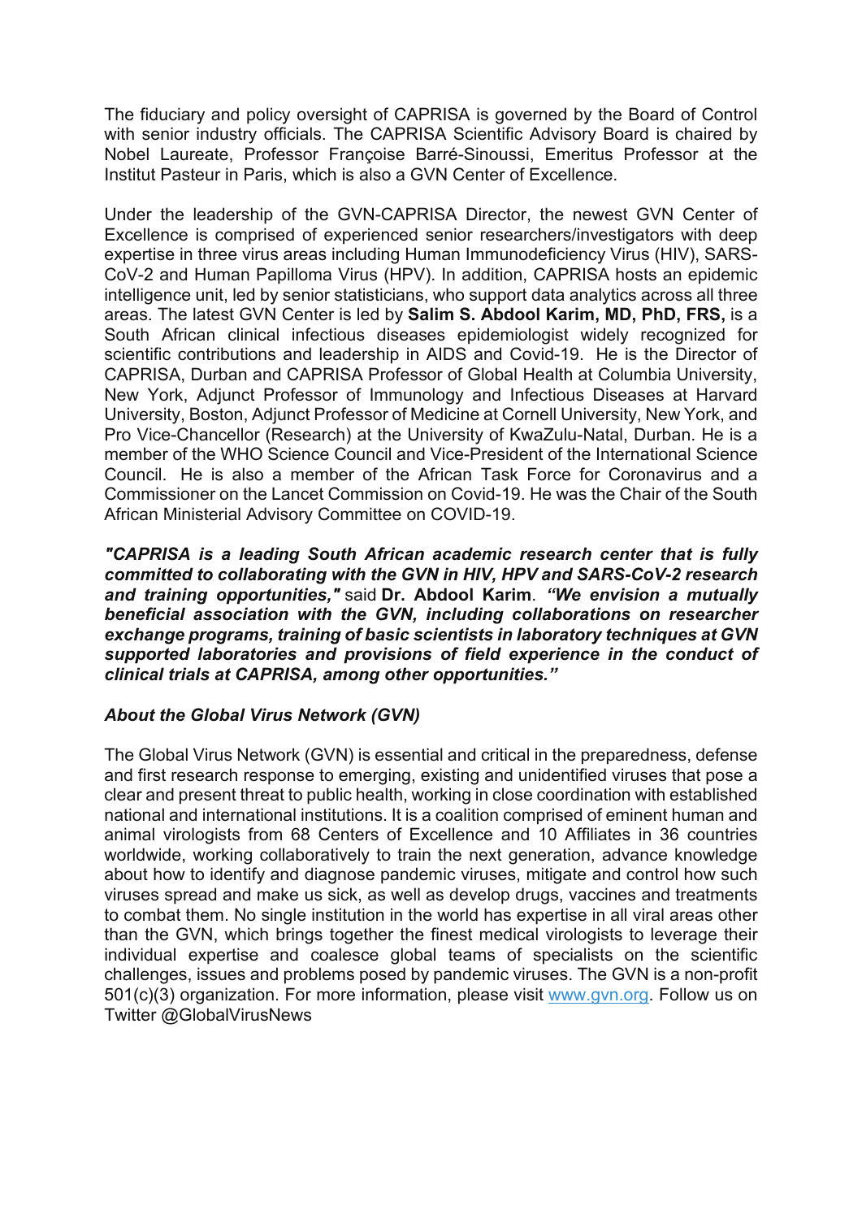The fiduciary and policy oversight of CAPRISA is governed by the Board of Control with senior industry officials. The CAPRISA Scientific Advisory Board is chaired by Nobel Laureate, Professor Françoise Barré-Sinoussi, Emeritus Professor at the Institut Pasteur in Paris, which is also a GVN Center of Excellence.

Under the leadership of the GVN-CAPRISA Director, the newest GVN Center of Excellence is comprised of experienced senior researchers/investigators with deep expertise in three virus areas including Human Immunodeficiency Virus (HIV), SARS-CoV-2 and Human Papilloma Virus (HPV). In addition, CAPRISA hosts an epidemic intelligence unit, led by senior statisticians, who support data analytics across all three areas. The latest GVN Center is led by **Salim S. Abdool Karim, MD, PhD, FRS,** is a South African clinical infectious diseases epidemiologist widely recognized for scientific contributions and leadership in AIDS and Covid-19. He is the Director of CAPRISA, Durban and CAPRISA Professor of Global Health at Columbia University, New York, Adjunct Professor of Immunology and Infectious Diseases at Harvard University, Boston, Adjunct Professor of Medicine at Cornell University, New York, and Pro Vice-Chancellor (Research) at the University of KwaZulu-Natal, Durban. He is a member of the WHO Science Council and Vice-President of the International Science Council. He is also a member of the African Task Force for Coronavirus and a Commissioner on the Lancet Commission on Covid-19. He was the Chair of the South African Ministerial Advisory Committee on COVID-19.

***"CAPRISA is a leading South African academic research center that is fully committed to collaborating with the GVN in HIV, HPV and SARS-CoV-2 research and training opportunities,"*** said **Dr. Abdool Karim**. ***"We envision a mutually beneficial association with the GVN, including collaborations on researcher exchange programs, training of basic scientists in laboratory techniques at GVN supported laboratories and provisions of field experience in the conduct of clinical trials at CAPRISA, among other opportunities."***

***About the Global Virus Network (GVN)***

The Global Virus Network (GVN) is essential and critical in the preparedness, defense and first research response to emerging, existing and unidentified viruses that pose a clear and present threat to public health, working in close coordination with established national and international institutions. It is a coalition comprised of eminent human and animal virologists from 68 Centers of Excellence and 10 Affiliates in 36 countries worldwide, working collaboratively to train the next generation, advance knowledge about how to identify and diagnose pandemic viruses, mitigate and control how such viruses spread and make us sick, as well as develop drugs, vaccines and treatments to combat them. No single institution in the world has expertise in all viral areas other than the GVN, which brings together the finest medical virologists to leverage their individual expertise and coalesce global teams of specialists on the scientific challenges, issues and problems posed by pandemic viruses. The GVN is a non-profit 501(c)(3) organization. For more information, please visit [www.gvn.org](http://www.gvn.org). Follow us on Twitter @GlobalVirusNews